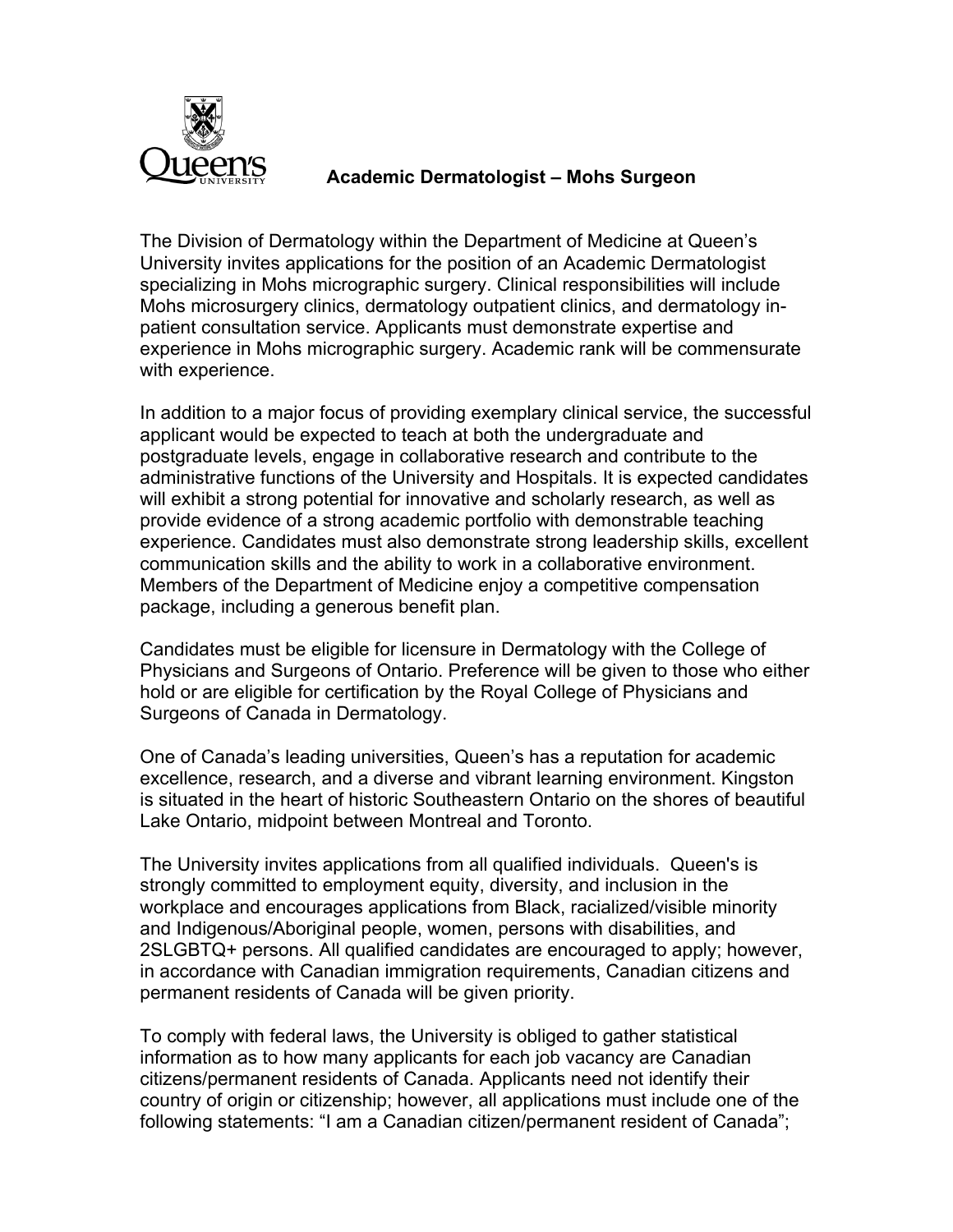# Academic Dermatologist – Mohs Surgeon

The Division of Dermatology within the Department of Medicine at Queen's University invites applications for the position of an Academic Dermatologist specializing in Mohs micrographic surgery. Clinical responsibilities will include Mohs microsurgery clinics, dermatology outpatient clinics, and dermatology in-patient consultation service. Applicants must demonstrate expertise and experience in Mohs micrographic surgery. Academic rank will be commensurate with experience.

In addition to a major focus of providing exemplary clinical service, the successful applicant would be expected to teach at both the undergraduate and postgraduate levels, engage in collaborative research and contribute to the administrative functions of the University and Hospitals. It is expected candidates will exhibit a strong potential for innovative and scholarly research, as well as provide evidence of a strong academic portfolio with demonstrable teaching experience. Candidates must also demonstrate strong leadership skills, excellent communication skills and the ability to work in a collaborative environment. Members of the Department of Medicine enjoy a competitive compensation package, including a generous benefit plan.

Candidates must be eligible for licensure in Dermatology with the College of Physicians and Surgeons of Ontario. Preference will be given to those who either hold or are eligible for certification by the Royal College of Physicians and Surgeons of Canada in Dermatology.

One of Canada's leading universities, Queen's has a reputation for academic excellence, research, and a diverse and vibrant learning environment. Kingston is situated in the heart of historic Southeastern Ontario on the shores of beautiful Lake Ontario, midpoint between Montreal and Toronto.

The University invites applications from all qualified individuals. Queen's is strongly committed to employment equity, diversity, and inclusion in the workplace and encourages applications from Black, racialized/visible minority and Indigenous/Aboriginal people, women, persons with disabilities, and 2SLGBTQ+ persons. All qualified candidates are encouraged to apply; however, in accordance with Canadian immigration requirements, Canadian citizens and permanent residents of Canada will be given priority.

To comply with federal laws, the University is obliged to gather statistical information as to how many applicants for each job vacancy are Canadian citizens/permanent residents of Canada. Applicants need not identify their country of origin or citizenship; however, all applications must include one of the following statements: "I am a Canadian citizen/permanent resident of Canada";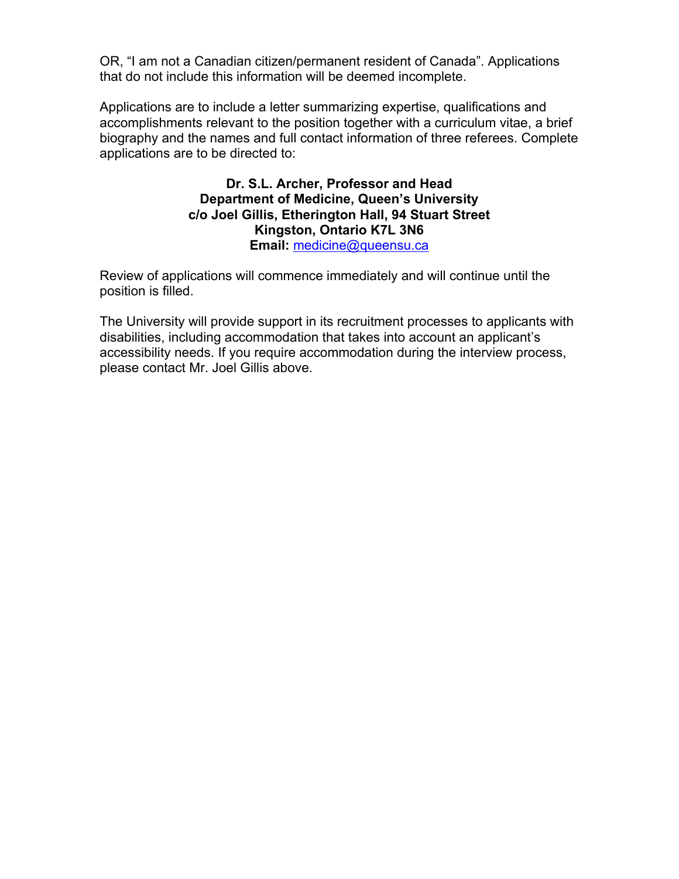OR, "I am not a Canadian citizen/permanent resident of Canada". Applications that do not include this information will be deemed incomplete.

Applications are to include a letter summarizing expertise, qualifications and accomplishments relevant to the position together with a curriculum vitae, a brief biography and the names and full contact information of three referees. Complete applications are to be directed to:

**Dr. S.L. Archer, Professor and Head**
**Department of Medicine, Queen's University**
**c/o Joel Gillis, Etherington Hall, 94 Stuart Street**
**Kingston, Ontario K7L 3N6**
**Email:** medicine@queensu.ca

Review of applications will commence immediately and will continue until the position is filled.

The University will provide support in its recruitment processes to applicants with disabilities, including accommodation that takes into account an applicant's accessibility needs. If you require accommodation during the interview process, please contact Mr. Joel Gillis above.